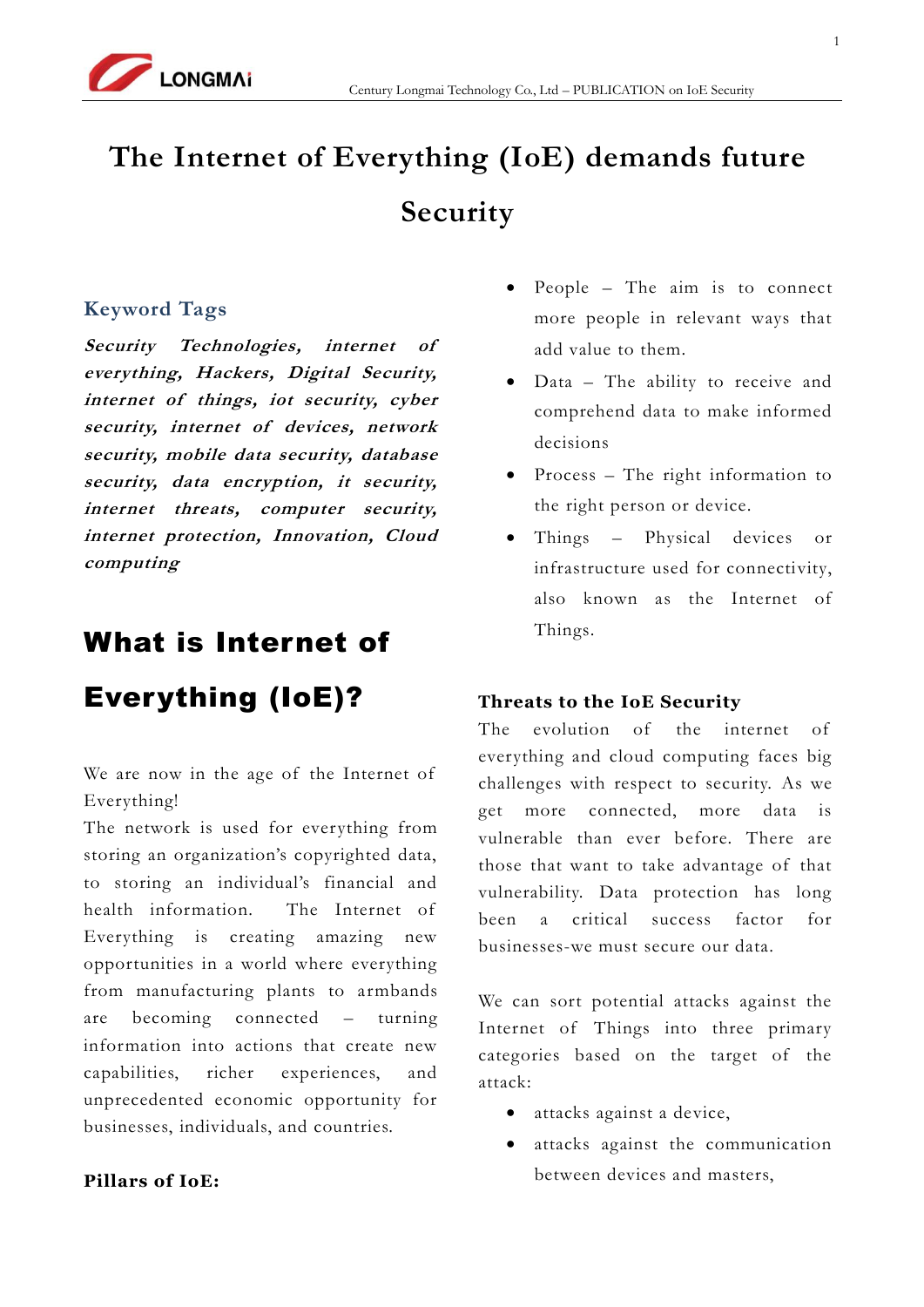# The Internet of Everything (IoE) demands future Security

### Keyword Tags

***Security Technologies, internet of everything, Hackers, Digital Security, internet of things, iot security, cyber security, internet of devices, network security, mobile data security, database security, data encryption, it security, internet threats, computer security, internet protection, Innovation, Cloud computing***

## What is Internet of Everything (IoE)?

We are now in the age of the Internet of Everything!

The network is used for everything from storing an organization's copyrighted data, to storing an individual's financial and health information. The Internet of Everything is creating amazing new opportunities in a world where everything from manufacturing plants to armbands are becoming connected – turning information into actions that create new capabilities, richer experiences, and unprecedented economic opportunity for businesses, individuals, and countries.

**Pillars of IoE:**

- People – The aim is to connect more people in relevant ways that add value to them.
- Data – The ability to receive and comprehend data to make informed decisions
- Process – The right information to the right person or device.
- Things – Physical devices or infrastructure used for connectivity, also known as the Internet of Things.

**Threats to the IoE Security**

The evolution of the internet of everything and cloud computing faces big challenges with respect to security. As we get more connected, more data is vulnerable than ever before. There are those that want to take advantage of that vulnerability. Data protection has long been a critical success factor for businesses-we must secure our data.

We can sort potential attacks against the Internet of Things into three primary categories based on the target of the attack:

- attacks against a device,
- attacks against the communication between devices and masters,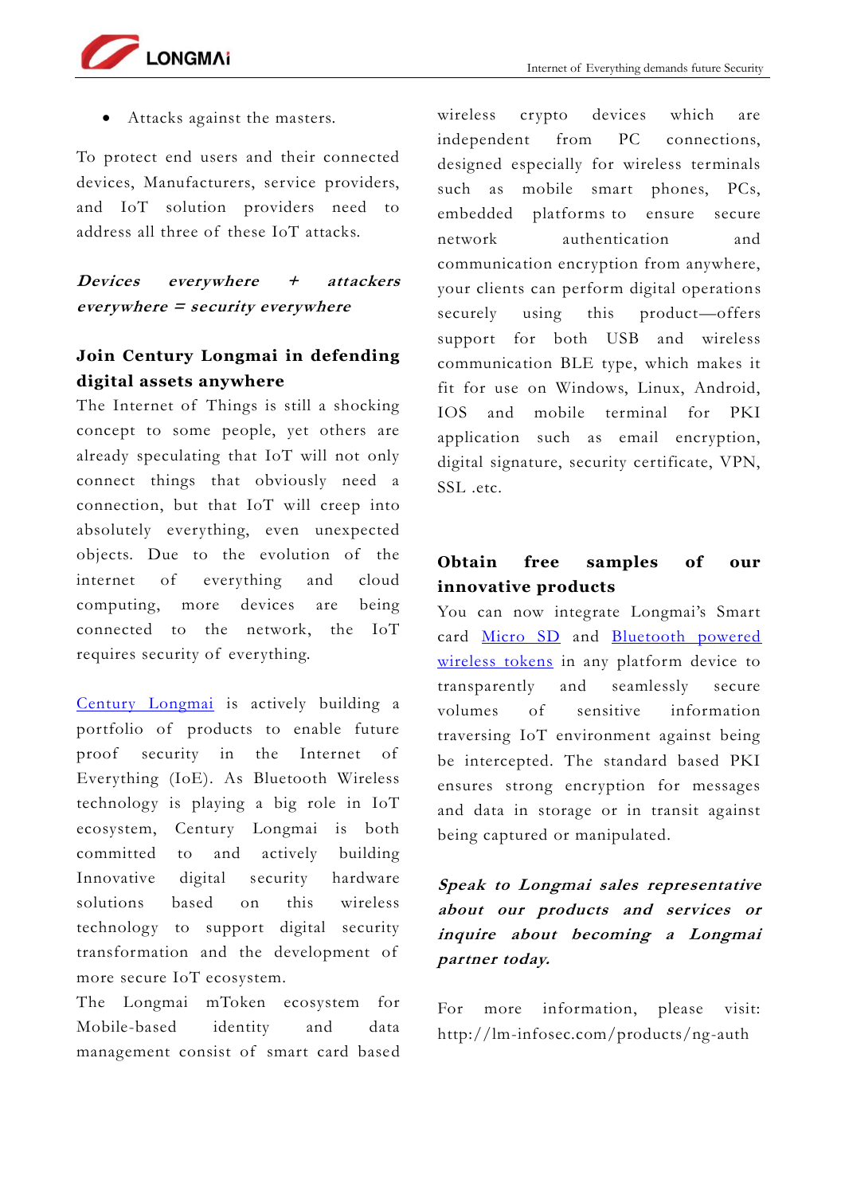- Attacks against the masters.

To protect end users and their connected devices, Manufacturers, service providers, and IoT solution providers need to address all three of these IoT attacks.

***Devices everywhere + attackers everywhere = security everywhere***

## Join Century Longmai in defending digital assets anywhere

The Internet of Things is still a shocking concept to some people, yet others are already speculating that IoT will not only connect things that obviously need a connection, but that IoT will creep into absolutely everything, even unexpected objects. Due to the evolution of the internet of everything and cloud computing, more devices are being connected to the network, the IoT requires security of everything.

Century Longmai is actively building a portfolio of products to enable future proof security in the Internet of Everything (IoE). As Bluetooth Wireless technology is playing a big role in IoT ecosystem, Century Longmai is both committed to and actively building Innovative digital security hardware solutions based on this wireless technology to support digital security transformation and the development of more secure IoT ecosystem.

The Longmai mToken ecosystem for Mobile-based identity and data management consist of smart card based wireless crypto devices which are independent from PC connections, designed especially for wireless terminals such as mobile smart phones, PCs, embedded platforms to ensure secure network authentication and communication encryption from anywhere, your clients can perform digital operations securely using this product—offers support for both USB and wireless communication BLE type, which makes it fit for use on Windows, Linux, Android, IOS and mobile terminal for PKI application such as email encryption, digital signature, security certificate, VPN, SSL .etc.

## Obtain free samples of our innovative products

You can now integrate Longmai's Smart card Micro SD and Bluetooth powered wireless tokens in any platform device to transparently and seamlessly secure volumes of sensitive information traversing IoT environment against being be intercepted. The standard based PKI ensures strong encryption for messages and data in storage or in transit against being captured or manipulated.

***Speak to Longmai sales representative about our products and services or inquire about becoming a Longmai partner today.***

For more information, please visit: http://lm-infosec.com/products/ng-auth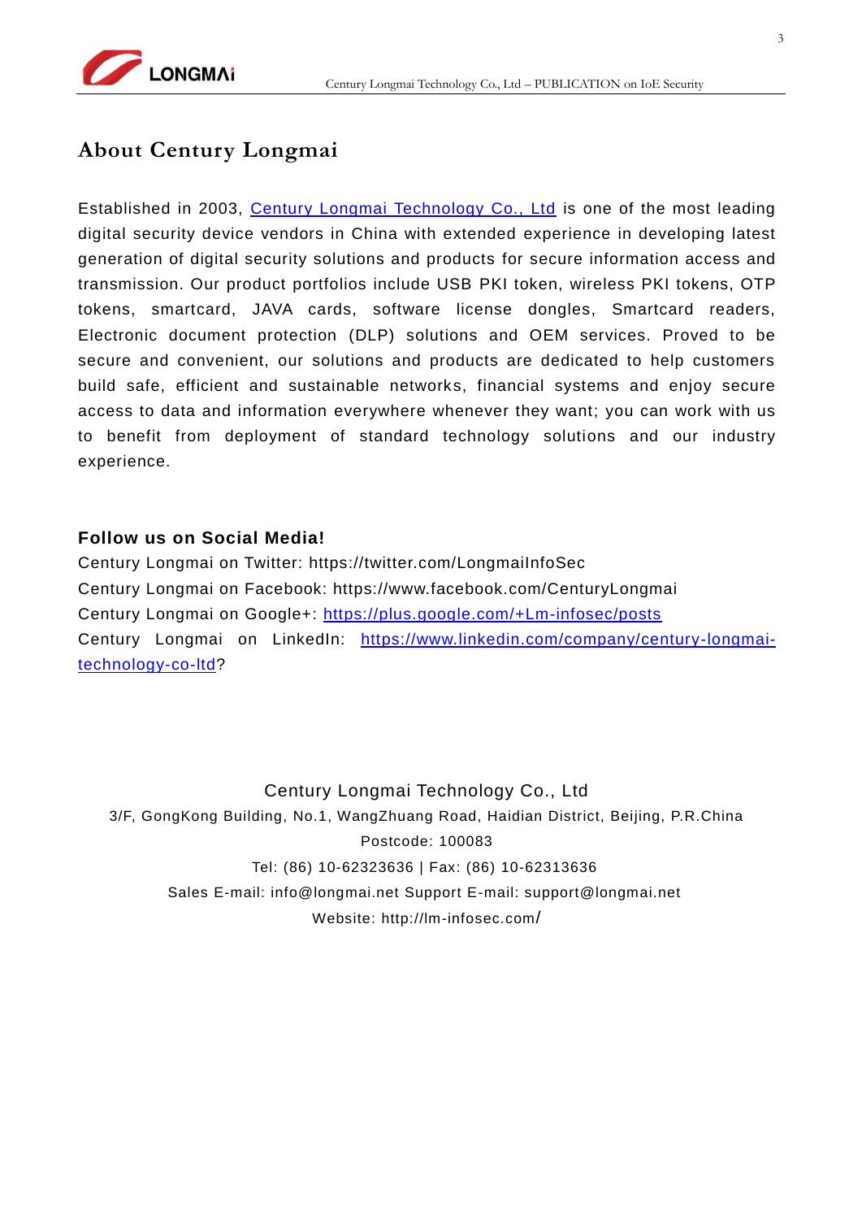# About Century Longmai

Established in 2003, Century Longmai Technology Co., Ltd is one of the most leading digital security device vendors in China with extended experience in developing latest generation of digital security solutions and products for secure information access and transmission. Our product portfolios include USB PKI token, wireless PKI tokens, OTP tokens, smartcard, JAVA cards, software license dongles, Smartcard readers, Electronic document protection (DLP) solutions and OEM services. Proved to be secure and convenient, our solutions and products are dedicated to help customers build safe, efficient and sustainable networks, financial systems and enjoy secure access to data and information everywhere whenever they want; you can work with us to benefit from deployment of standard technology solutions and our industry experience.

**Follow us on Social Media!**

Century Longmai on Twitter: https://twitter.com/LongmaiInfoSec
Century Longmai on Facebook: https://www.facebook.com/CenturyLongmai
Century Longmai on Google+: https://plus.google.com/+Lm-infosec/posts
Century Longmai on LinkedIn: https://www.linkedin.com/company/century-longmai-technology-co-ltd?

Century Longmai Technology Co., Ltd
3/F, GongKong Building, No.1, WangZhuang Road, Haidian District, Beijing, P.R.China
Postcode: 100083
Tel: (86) 10-62323636 | Fax: (86) 10-62313636
Sales E-mail: info@longmai.net Support E-mail: support@longmai.net
Website: http://lm-infosec.com/